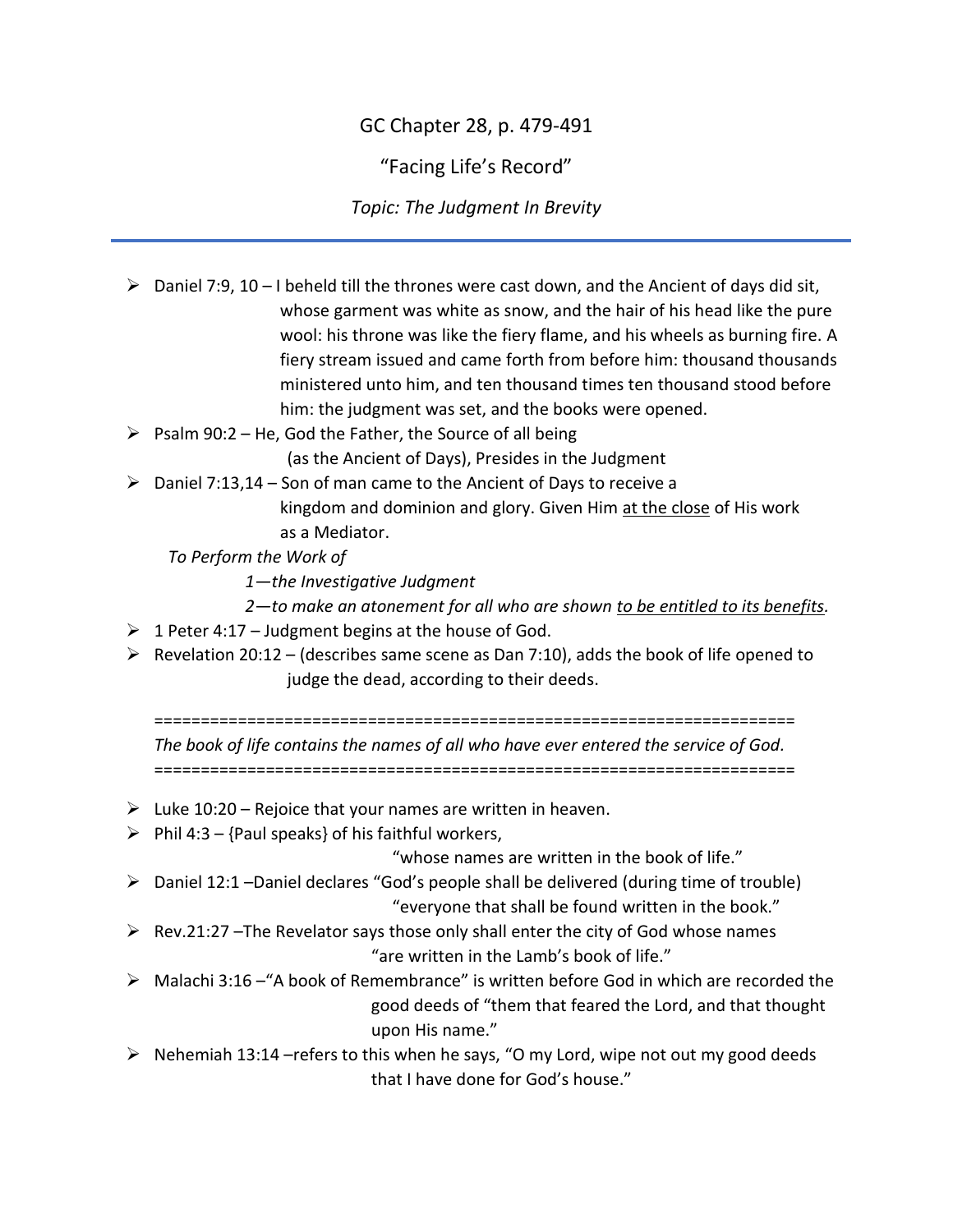# GC Chapter 28, p. 479-491

## "Facing Life's Record"

### *Topic: The Judgment In Brevity*

---

- Daniel 7:9, 10 – I beheld till the thrones were cast down, and the Ancient of days did sit, whose garment was white as snow, and the hair of his head like the pure wool: his throne was like the fiery flame, and his wheels as burning fire. A fiery stream issued and came forth from before him: thousand thousands ministered unto him, and ten thousand times ten thousand stood before him: the judgment was set, and the books were opened.
- Psalm 90:2 – He, God the Father, the Source of all being (as the Ancient of Days), Presides in the Judgment
- Daniel 7:13,14 – Son of man came to the Ancient of Days to receive a kingdom and dominion and glory. Given Him <u>at the close</u> of His work as a Mediator.

  *To Perform the Work of*

  *1—the Investigative Judgment*

  *2—to make an atonement for all who are shown <u>to be entitled to its benefits</u>.*
- 1 Peter 4:17 – Judgment begins at the house of God.
- Revelation 20:12 – (describes same scene as Dan 7:10), adds the book of life opened to judge the dead, according to their deeds.

=====================================================================

*The book of life contains the names of all who have ever entered the service of God.*

=====================================================================

- Luke 10:20 – Rejoice that your names are written in heaven.
- Phil 4:3 – {Paul speaks} of his faithful workers, "whose names are written in the book of life."
- Daniel 12:1 –Daniel declares "God's people shall be delivered (during time of trouble) "everyone that shall be found written in the book."
- Rev.21:27 –The Revelator says those only shall enter the city of God whose names "are written in the Lamb's book of life."
- Malachi 3:16 –"A book of Remembrance" is written before God in which are recorded the good deeds of "them that feared the Lord, and that thought upon His name."
- Nehemiah 13:14 –refers to this when he says, "O my Lord, wipe not out my good deeds that I have done for God's house."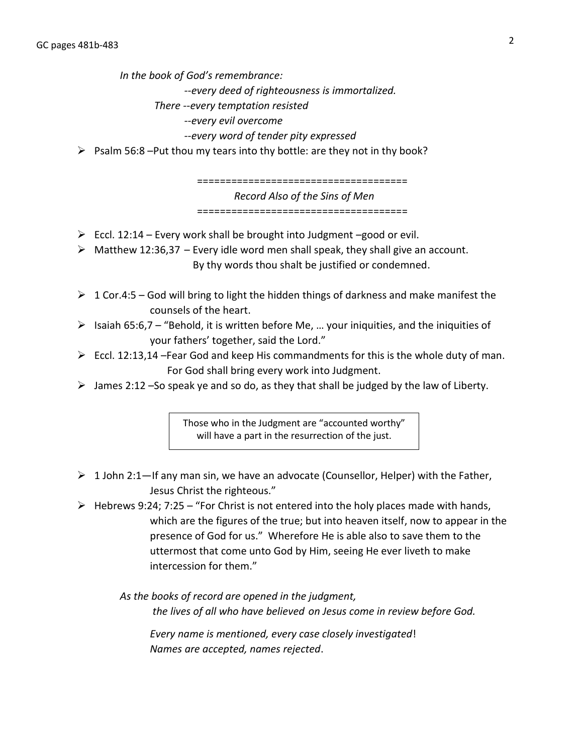*In the book of God's remembrance:*

*--every deed of righteousness is immortalized.*

*There --every temptation resisted*

*--every evil overcome*

*--every word of tender pity expressed*

- Psalm 56:8 –Put thou my tears into thy bottle: are they not in thy book?

=====================================

*Record Also of the Sins of Men*

=====================================

- Eccl. 12:14 – Every work shall be brought into Judgment –good or evil.
- Matthew 12:36,37 – Every idle word men shall speak, they shall give an account. By thy words thou shalt be justified or condemned.
- 1 Cor.4:5 – God will bring to light the hidden things of darkness and make manifest the counsels of the heart.
- Isaiah 65:6,7 – "Behold, it is written before Me, … your iniquities, and the iniquities of your fathers' together, said the Lord."
- Eccl. 12:13,14 –Fear God and keep His commandments for this is the whole duty of man. For God shall bring every work into Judgment.
- James 2:12 –So speak ye and so do, as they that shall be judged by the law of Liberty.

> Those who in the Judgment are "accounted worthy" will have a part in the resurrection of the just.

- 1 John 2:1—If any man sin, we have an advocate (Counsellor, Helper) with the Father, Jesus Christ the righteous."
- Hebrews 9:24; 7:25 – "For Christ is not entered into the holy places made with hands, which are the figures of the true; but into heaven itself, now to appear in the presence of God for us." Wherefore He is able also to save them to the uttermost that come unto God by Him, seeing He ever liveth to make intercession for them."

*As the books of record are opened in the judgment,*

*the lives of all who have believed on Jesus come in review before God.*

*Every name is mentioned, every case closely investigated*!

*Names are accepted, names rejected*.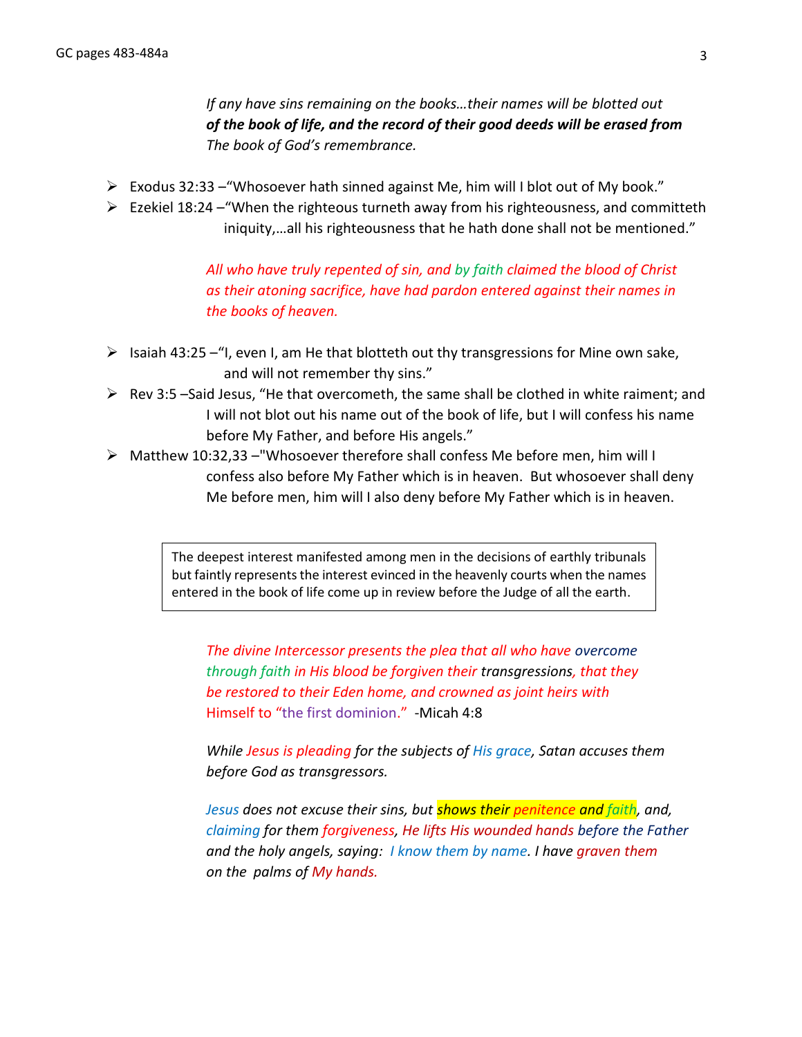*If any have sins remaining on the books…their names will be blotted out* ***of the book of life, and the record of their good deeds will be erased from*** *The book of God's remembrance.*

- Exodus 32:33 –"Whosoever hath sinned against Me, him will I blot out of My book."
- Ezekiel 18:24 –"When the righteous turneth away from his righteousness, and committeth iniquity,…all his righteousness that he hath done shall not be mentioned."

*All who have truly repented of sin, and by faith claimed the blood of Christ as their atoning sacrifice, have had pardon entered against their names in the books of heaven.*

- Isaiah 43:25 –"I, even I, am He that blotteth out thy transgressions for Mine own sake, and will not remember thy sins."
- Rev 3:5 –Said Jesus, "He that overcometh, the same shall be clothed in white raiment; and I will not blot out his name out of the book of life, but I will confess his name before My Father, and before His angels."
- Matthew 10:32,33 –"Whosoever therefore shall confess Me before men, him will I confess also before My Father which is in heaven. But whosoever shall deny Me before men, him will I also deny before My Father which is in heaven.

> The deepest interest manifested among men in the decisions of earthly tribunals but faintly represents the interest evinced in the heavenly courts when the names entered in the book of life come up in review before the Judge of all the earth.

*The divine Intercessor presents the plea that all who have overcome through faith in His blood be forgiven their transgressions, that they be restored to their Eden home, and crowned as joint heirs with* Himself to "the first dominion." -Micah 4:8

*While Jesus is pleading for the subjects of His grace, Satan accuses them before God as transgressors.*

*Jesus does not excuse their sins, but shows their penitence and faith, and, claiming for them forgiveness, He lifts His wounded hands before the Father and the holy angels, saying: I know them by name. I have graven them on the palms of My hands.*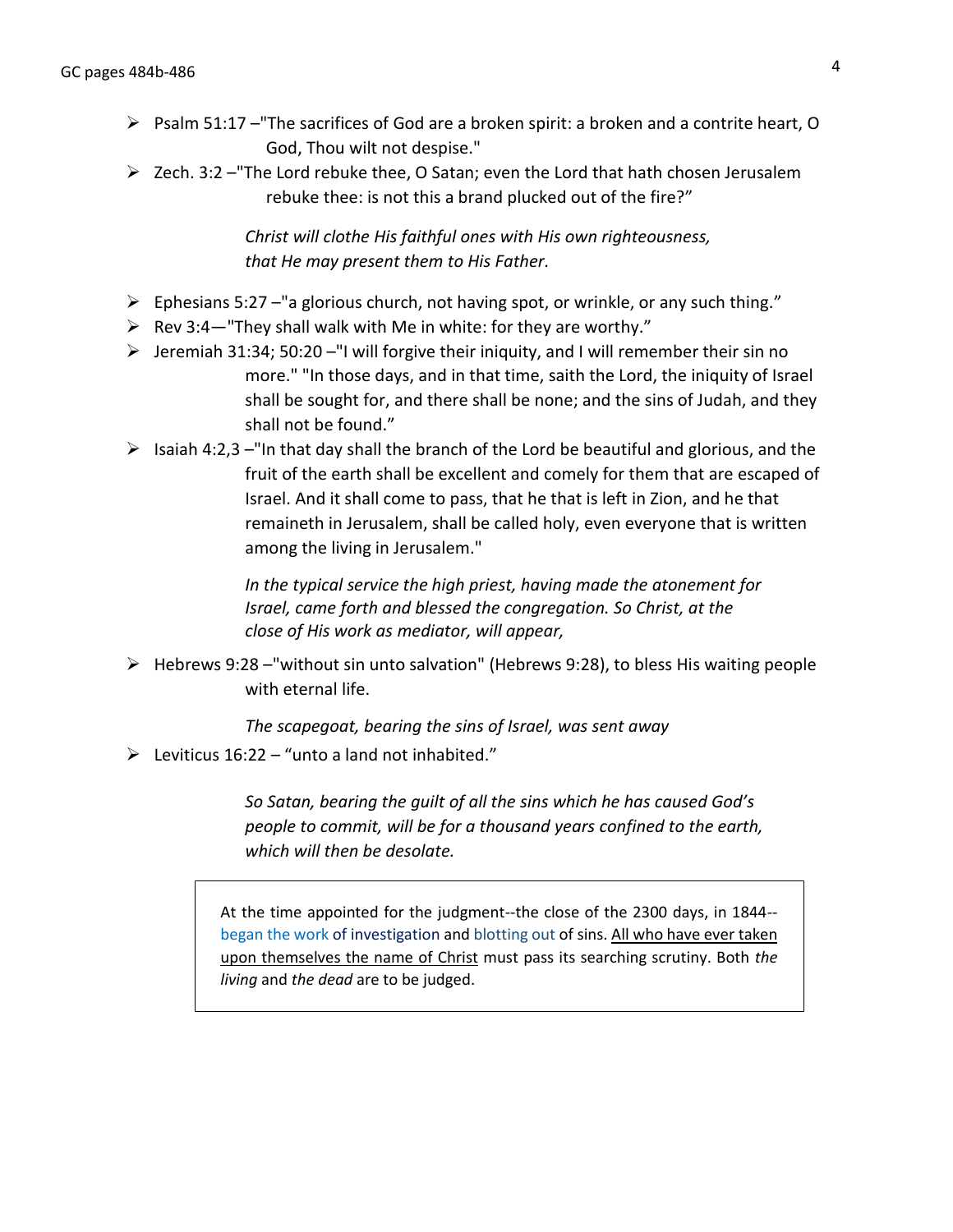- Psalm 51:17 –"The sacrifices of God are a broken spirit: a broken and a contrite heart, O God, Thou wilt not despise."
- Zech. 3:2 –"The Lord rebuke thee, O Satan; even the Lord that hath chosen Jerusalem rebuke thee: is not this a brand plucked out of the fire?"

*Christ will clothe His faithful ones with His own righteousness, that He may present them to His Father.*

- Ephesians 5:27 –"a glorious church, not having spot, or wrinkle, or any such thing."
- Rev 3:4—"They shall walk with Me in white: for they are worthy."
- Jeremiah 31:34; 50:20 –"I will forgive their iniquity, and I will remember their sin no more." "In those days, and in that time, saith the Lord, the iniquity of Israel shall be sought for, and there shall be none; and the sins of Judah, and they shall not be found."
- Isaiah 4:2,3 –"In that day shall the branch of the Lord be beautiful and glorious, and the fruit of the earth shall be excellent and comely for them that are escaped of Israel. And it shall come to pass, that he that is left in Zion, and he that remaineth in Jerusalem, shall be called holy, even everyone that is written among the living in Jerusalem."

*In the typical service the high priest, having made the atonement for Israel, came forth and blessed the congregation. So Christ, at the close of His work as mediator, will appear,*

- Hebrews 9:28 –"without sin unto salvation" (Hebrews 9:28), to bless His waiting people with eternal life.

*The scapegoat, bearing the sins of Israel, was sent away*

- Leviticus 16:22 – "unto a land not inhabited."

*So Satan, bearing the guilt of all the sins which he has caused God's people to commit, will be for a thousand years confined to the earth, which will then be desolate.*

At the time appointed for the judgment--the close of the 2300 days, in 1844--began the work of investigation and blotting out of sins. All who have ever taken upon themselves the name of Christ must pass its searching scrutiny. Both *the living* and *the dead* are to be judged.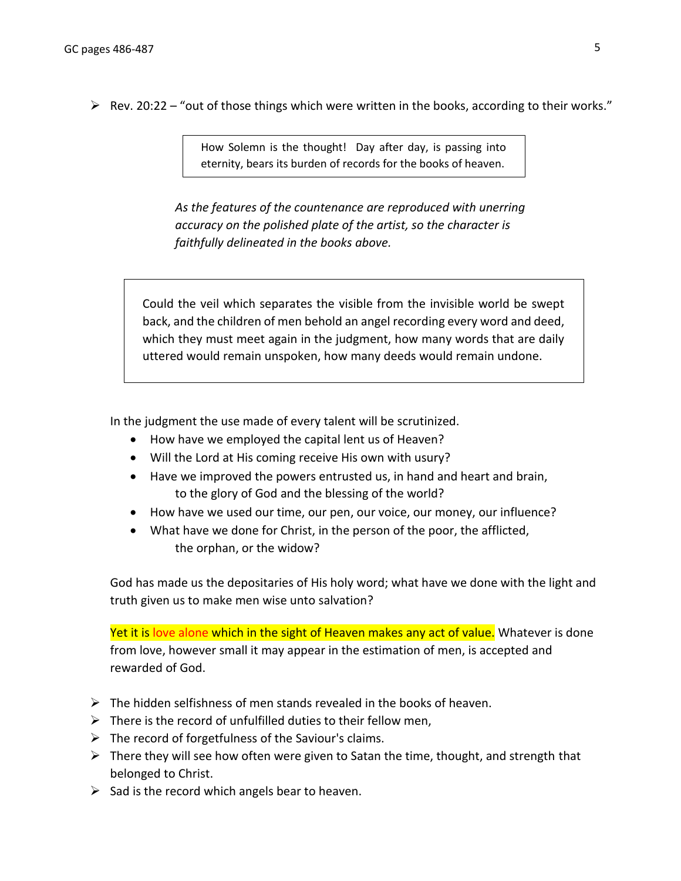- Rev. 20:22 – "out of those things which were written in the books, according to their works."

> How Solemn is the thought! Day after day, is passing into eternity, bears its burden of records for the books of heaven.

*As the features of the countenance are reproduced with unerring accuracy on the polished plate of the artist, so the character is faithfully delineated in the books above.*

> Could the veil which separates the visible from the invisible world be swept back, and the children of men behold an angel recording every word and deed, which they must meet again in the judgment, how many words that are daily uttered would remain unspoken, how many deeds would remain undone.

In the judgment the use made of every talent will be scrutinized.

- How have we employed the capital lent us of Heaven?
- Will the Lord at His coming receive His own with usury?
- Have we improved the powers entrusted us, in hand and heart and brain, to the glory of God and the blessing of the world?
- How have we used our time, our pen, our voice, our money, our influence?
- What have we done for Christ, in the person of the poor, the afflicted, the orphan, or the widow?

God has made us the depositaries of His holy word; what have we done with the light and truth given us to make men wise unto salvation?

**Yet it is love alone which in the sight of Heaven makes any act of value.** Whatever is done from love, however small it may appear in the estimation of men, is accepted and rewarded of God.

- The hidden selfishness of men stands revealed in the books of heaven.
- There is the record of unfulfilled duties to their fellow men,
- The record of forgetfulness of the Saviour's claims.
- There they will see how often were given to Satan the time, thought, and strength that belonged to Christ.
- Sad is the record which angels bear to heaven.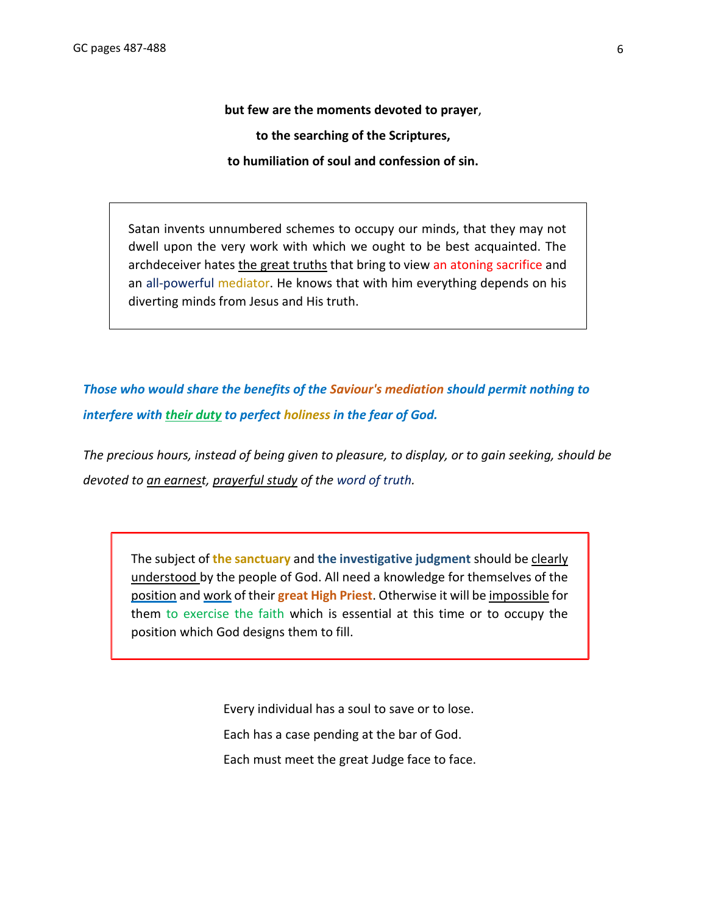**but few are the moments devoted to prayer,**

**to the searching of the Scriptures,**

**to humiliation of soul and confession of sin.**

Satan invents unnumbered schemes to occupy our minds, that they may not dwell upon the very work with which we ought to be best acquainted. The archdeceiver hates the great truths that bring to view an atoning sacrifice and an all-powerful mediator. He knows that with him everything depends on his diverting minds from Jesus and His truth.

***Those who would share the benefits of the Saviour's mediation should permit nothing to interfere with their duty to perfect holiness in the fear of God.***

*The precious hours, instead of being given to pleasure, to display, or to gain seeking, should be devoted to an earnest, prayerful study of the word of truth.*

The subject of **the sanctuary** and **the investigative judgment** should be clearly understood by the people of God. All need a knowledge for themselves of the position and work of their **great High Priest**. Otherwise it will be impossible for them to exercise the faith which is essential at this time or to occupy the position which God designs them to fill.

Every individual has a soul to save or to lose.

Each has a case pending at the bar of God.

Each must meet the great Judge face to face.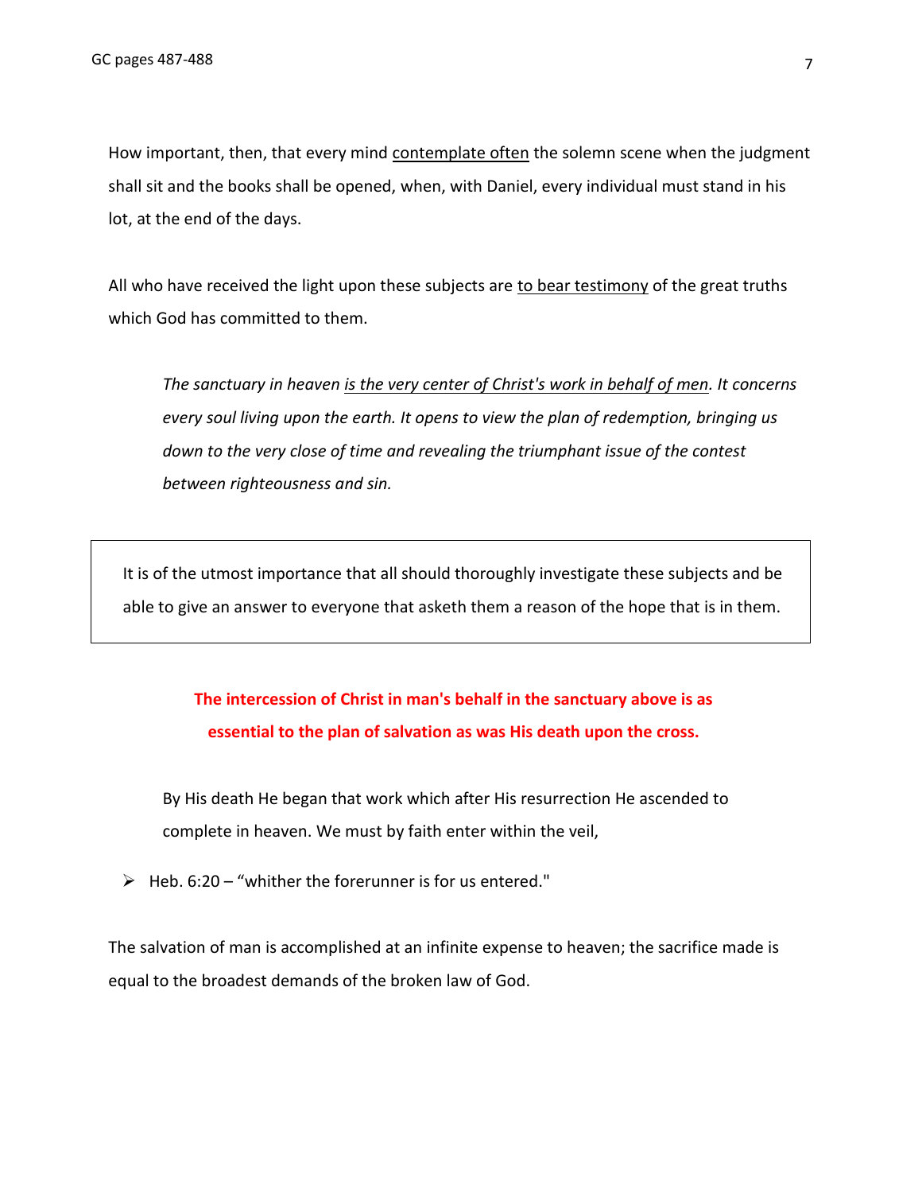How important, then, that every mind <u>contemplate often</u> the solemn scene when the judgment shall sit and the books shall be opened, when, with Daniel, every individual must stand in his lot, at the end of the days.

All who have received the light upon these subjects are <u>to bear testimony</u> of the great truths which God has committed to them.

> *The sanctuary in heaven <u>is the very center of Christ's work in behalf of men</u>. It concerns every soul living upon the earth. It opens to view the plan of redemption, bringing us down to the very close of time and revealing the triumphant issue of the contest between righteousness and sin.*

| It is of the utmost importance that all should thoroughly investigate these subjects and be able to give an answer to everyone that asketh them a reason of the hope that is in them. |
|---|

**The intercession of Christ in man's behalf in the sanctuary above is as essential to the plan of salvation as was His death upon the cross.**

> By His death He began that work which after His resurrection He ascended to complete in heaven. We must by faith enter within the veil,

- Heb. 6:20 – "whither the forerunner is for us entered."

The salvation of man is accomplished at an infinite expense to heaven; the sacrifice made is equal to the broadest demands of the broken law of God.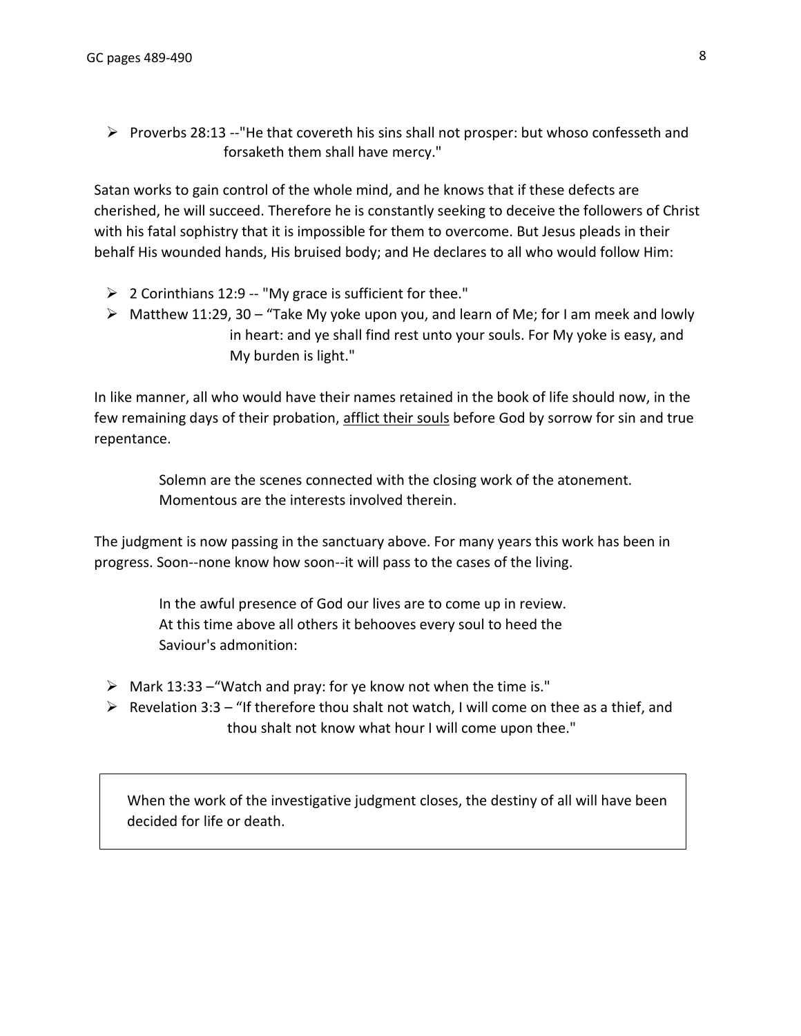- Proverbs 28:13 --"He that covereth his sins shall not prosper: but whoso confesseth and forsaketh them shall have mercy."

Satan works to gain control of the whole mind, and he knows that if these defects are cherished, he will succeed. Therefore he is constantly seeking to deceive the followers of Christ with his fatal sophistry that it is impossible for them to overcome. But Jesus pleads in their behalf His wounded hands, His bruised body; and He declares to all who would follow Him:

- 2 Corinthians 12:9 -- "My grace is sufficient for thee."
- Matthew 11:29, 30 – "Take My yoke upon you, and learn of Me; for I am meek and lowly in heart: and ye shall find rest unto your souls. For My yoke is easy, and My burden is light."

In like manner, all who would have their names retained in the book of life should now, in the few remaining days of their probation, <u>afflict their souls</u> before God by sorrow for sin and true repentance.

> Solemn are the scenes connected with the closing work of the atonement. Momentous are the interests involved therein.

The judgment is now passing in the sanctuary above. For many years this work has been in progress. Soon--none know how soon--it will pass to the cases of the living.

> In the awful presence of God our lives are to come up in review. At this time above all others it behooves every soul to heed the Saviour's admonition:

- Mark 13:33 –"Watch and pray: for ye know not when the time is."
- Revelation 3:3 – "If therefore thou shalt not watch, I will come on thee as a thief, and thou shalt not know what hour I will come upon thee."

| When the work of the investigative judgment closes, the destiny of all will have been decided for life or death. |
|---|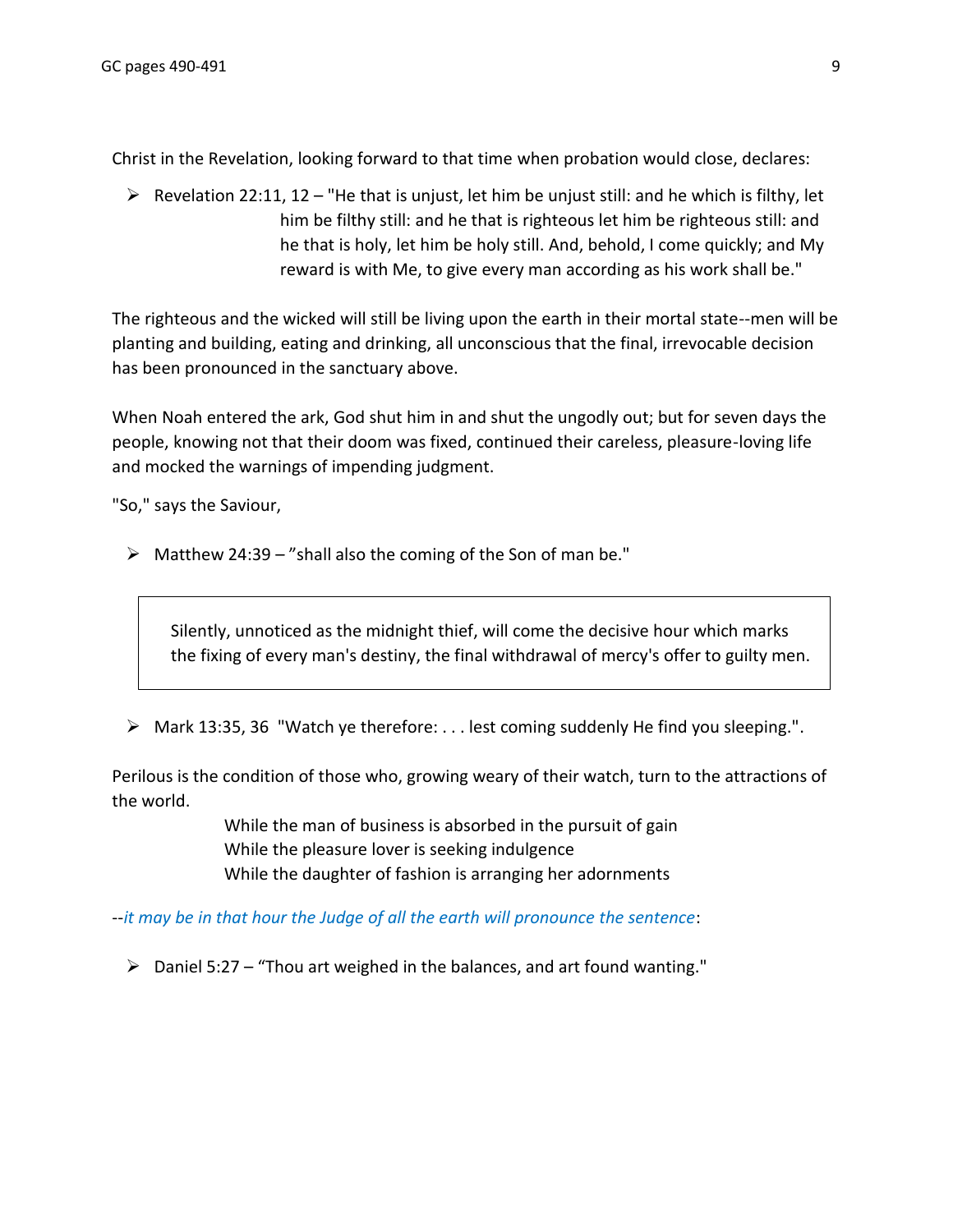Christ in the Revelation, looking forward to that time when probation would close, declares:

- Revelation 22:11, 12 – "He that is unjust, let him be unjust still: and he which is filthy, let him be filthy still: and he that is righteous let him be righteous still: and he that is holy, let him be holy still. And, behold, I come quickly; and My reward is with Me, to give every man according as his work shall be."

The righteous and the wicked will still be living upon the earth in their mortal state--men will be planting and building, eating and drinking, all unconscious that the final, irrevocable decision has been pronounced in the sanctuary above.

When Noah entered the ark, God shut him in and shut the ungodly out; but for seven days the people, knowing not that their doom was fixed, continued their careless, pleasure-loving life and mocked the warnings of impending judgment.

"So," says the Saviour,

- Matthew 24:39 – "shall also the coming of the Son of man be."

> Silently, unnoticed as the midnight thief, will come the decisive hour which marks the fixing of every man's destiny, the final withdrawal of mercy's offer to guilty men.

- Mark 13:35, 36 "Watch ye therefore: . . . lest coming suddenly He find you sleeping.".

Perilous is the condition of those who, growing weary of their watch, turn to the attractions of the world.

While the man of business is absorbed in the pursuit of gain
While the pleasure lover is seeking indulgence
While the daughter of fashion is arranging her adornments

--*it may be in that hour the Judge of all the earth will pronounce the sentence*:

- Daniel 5:27 – "Thou art weighed in the balances, and art found wanting."